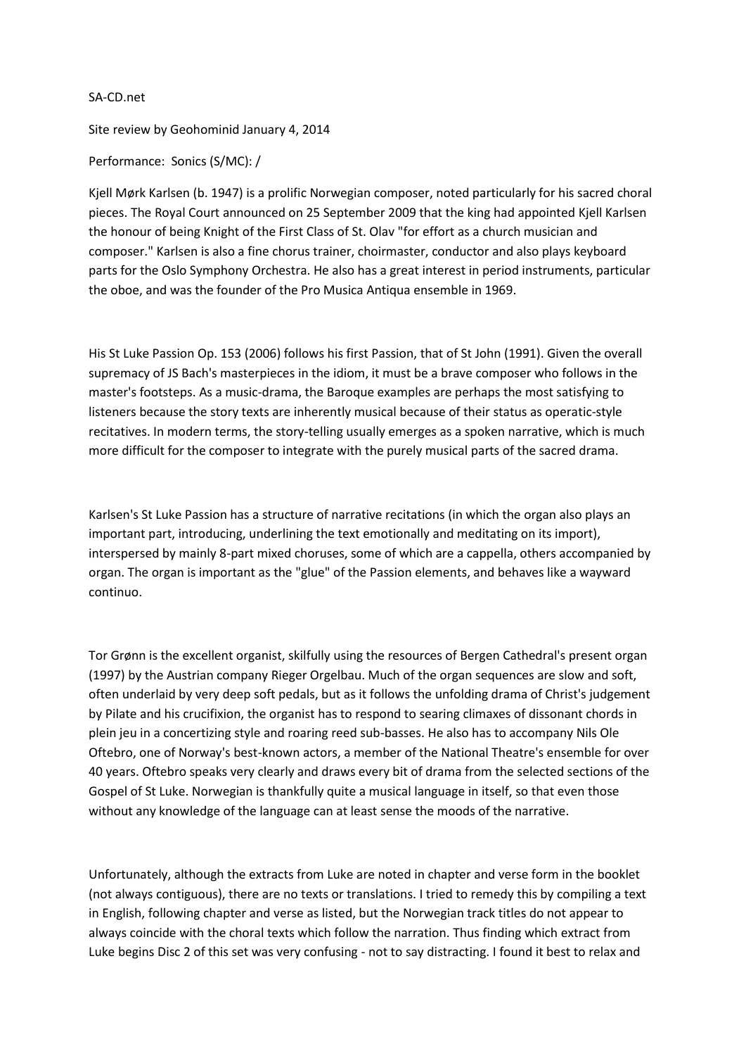SA-CD.net

Site review by Geohominid January 4, 2014

Performance:  Sonics (S/MC): /

Kjell Mørk Karlsen (b. 1947) is a prolific Norwegian composer, noted particularly for his sacred choral pieces. The Royal Court announced on 25 September 2009 that the king had appointed Kjell Karlsen the honour of being Knight of the First Class of St. Olav "for effort as a church musician and composer." Karlsen is also a fine chorus trainer, choirmaster, conductor and also plays keyboard parts for the Oslo Symphony Orchestra. He also has a great interest in period instruments, particular the oboe, and was the founder of the Pro Musica Antiqua ensemble in 1969.

His St Luke Passion Op. 153 (2006) follows his first Passion, that of St John (1991). Given the overall supremacy of JS Bach's masterpieces in the idiom, it must be a brave composer who follows in the master's footsteps. As a music-drama, the Baroque examples are perhaps the most satisfying to listeners because the story texts are inherently musical because of their status as operatic-style recitatives. In modern terms, the story-telling usually emerges as a spoken narrative, which is much more difficult for the composer to integrate with the purely musical parts of the sacred drama.

Karlsen's St Luke Passion has a structure of narrative recitations (in which the organ also plays an important part, introducing, underlining the text emotionally and meditating on its import), interspersed by mainly 8-part mixed choruses, some of which are a cappella, others accompanied by organ. The organ is important as the "glue" of the Passion elements, and behaves like a wayward continuo.

Tor Grønn is the excellent organist, skilfully using the resources of Bergen Cathedral's present organ (1997) by the Austrian company Rieger Orgelbau. Much of the organ sequences are slow and soft, often underlaid by very deep soft pedals, but as it follows the unfolding drama of Christ's judgement by Pilate and his crucifixion, the organist has to respond to searing climaxes of dissonant chords in plein jeu in a concertizing style and roaring reed sub-basses. He also has to accompany Nils Ole Oftebro, one of Norway's best-known actors, a member of the National Theatre's ensemble for over 40 years. Oftebro speaks very clearly and draws every bit of drama from the selected sections of the Gospel of St Luke. Norwegian is thankfully quite a musical language in itself, so that even those without any knowledge of the language can at least sense the moods of the narrative.

Unfortunately, although the extracts from Luke are noted in chapter and verse form in the booklet (not always contiguous), there are no texts or translations. I tried to remedy this by compiling a text in English, following chapter and verse as listed, but the Norwegian track titles do not appear to always coincide with the choral texts which follow the narration. Thus finding which extract from Luke begins Disc 2 of this set was very confusing - not to say distracting. I found it best to relax and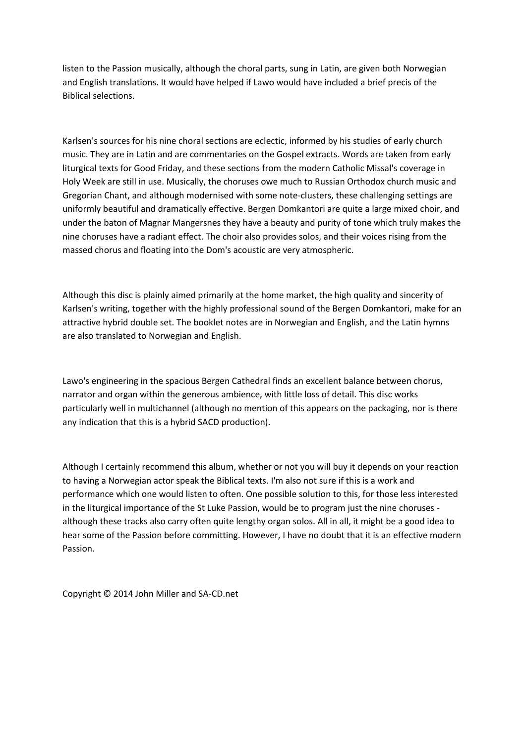listen to the Passion musically, although the choral parts, sung in Latin, are given both Norwegian and English translations. It would have helped if Lawo would have included a brief precis of the Biblical selections.

Karlsen's sources for his nine choral sections are eclectic, informed by his studies of early church music. They are in Latin and are commentaries on the Gospel extracts. Words are taken from early liturgical texts for Good Friday, and these sections from the modern Catholic Missal's coverage in Holy Week are still in use. Musically, the choruses owe much to Russian Orthodox church music and Gregorian Chant, and although modernised with some note-clusters, these challenging settings are uniformly beautiful and dramatically effective. Bergen Domkantori are quite a large mixed choir, and under the baton of Magnar Mangersnes they have a beauty and purity of tone which truly makes the nine choruses have a radiant effect. The choir also provides solos, and their voices rising from the massed chorus and floating into the Dom's acoustic are very atmospheric.

Although this disc is plainly aimed primarily at the home market, the high quality and sincerity of Karlsen's writing, together with the highly professional sound of the Bergen Domkantori, make for an attractive hybrid double set. The booklet notes are in Norwegian and English, and the Latin hymns are also translated to Norwegian and English.

Lawo's engineering in the spacious Bergen Cathedral finds an excellent balance between chorus, narrator and organ within the generous ambience, with little loss of detail. This disc works particularly well in multichannel (although no mention of this appears on the packaging, nor is there any indication that this is a hybrid SACD production).

Although I certainly recommend this album, whether or not you will buy it depends on your reaction to having a Norwegian actor speak the Biblical texts. I'm also not sure if this is a work and performance which one would listen to often. One possible solution to this, for those less interested in the liturgical importance of the St Luke Passion, would be to program just the nine choruses - although these tracks also carry often quite lengthy organ solos. All in all, it might be a good idea to hear some of the Passion before committing. However, I have no doubt that it is an effective modern Passion.

Copyright © 2014 John Miller and SA-CD.net